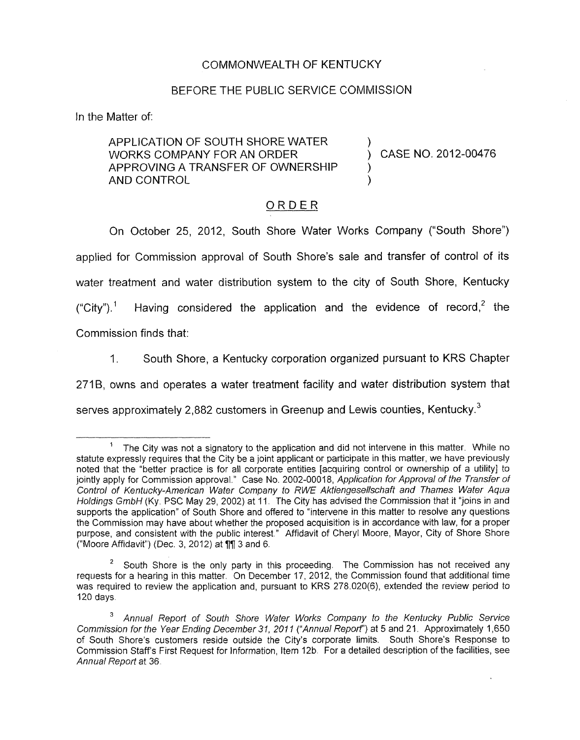COMMONWEALTH OF KENTUCKY

BEFORE THE PUBLIC SERVICE COMMISSION

In the Matter of:

APPLICATION OF SOUTH SHORE WATER WORKS COMPANY FOR AN ORDER APPROVING A TRANSFER OF OWNERSHIP AND CONTROL ) CASE NO. 2012-00476

## ORDER

On October 25, 2012, South Shore Water Works Company ("South Shore") applied for Commission approval of South Shore's sale and transfer of control of its water treatment and water distribution system to the city of South Shore, Kentucky ("City").[1] Having considered the application and the evidence of record,[2] the Commission finds that:

1. South Shore, a Kentucky corporation organized pursuant to KRS Chapter 271B, owns and operates a water treatment facility and water distribution system that serves approximately 2,882 customers in Greenup and Lewis counties, Kentucky.[3]

---

[1] The City was not a signatory to the application and did not intervene in this matter. While no statute expressly requires that the City be a joint applicant or participate in this matter, we have previously noted that the "better practice is for all corporate entities [acquiring control or ownership of a utility] to jointly apply for Commission approval." Case No. 2002-00018, *Application for Approval of the Transfer of Control of Kentucky-American Water Company to RWE Aktiengesellschaft and Thames Water Aqua Holdings GmbH* (Ky. PSC May 29, 2002) at 11. The City has advised the Commission that it "joins in and supports the application" of South Shore and offered to "intervene in this matter to resolve any questions the Commission may have about whether the proposed acquisition is in accordance with law, for a proper purpose, and consistent with the public interest." Affidavit of Cheryl Moore, Mayor, City of Shore Shore ("Moore Affidavit") (Dec. 3, 2012) at ¶¶ 3 and 6.

[2] South Shore is the only party in this proceeding. The Commission has not received any requests for a hearing in this matter. On December 17, 2012, the Commission found that additional time was required to review the application and, pursuant to KRS 278.020(6), extended the review period to 120 days.

[3] *Annual Report of South Shore Water Works Company to the Kentucky Public Service Commission for the Year Ending December 31, 2011* ("*Annual Report*") at 5 and 21. Approximately 1,650 of South Shore's customers reside outside the City's corporate limits. South Shore's Response to Commission Staff's First Request for Information, Item 12b. For a detailed description of the facilities, see *Annual Report* at 36.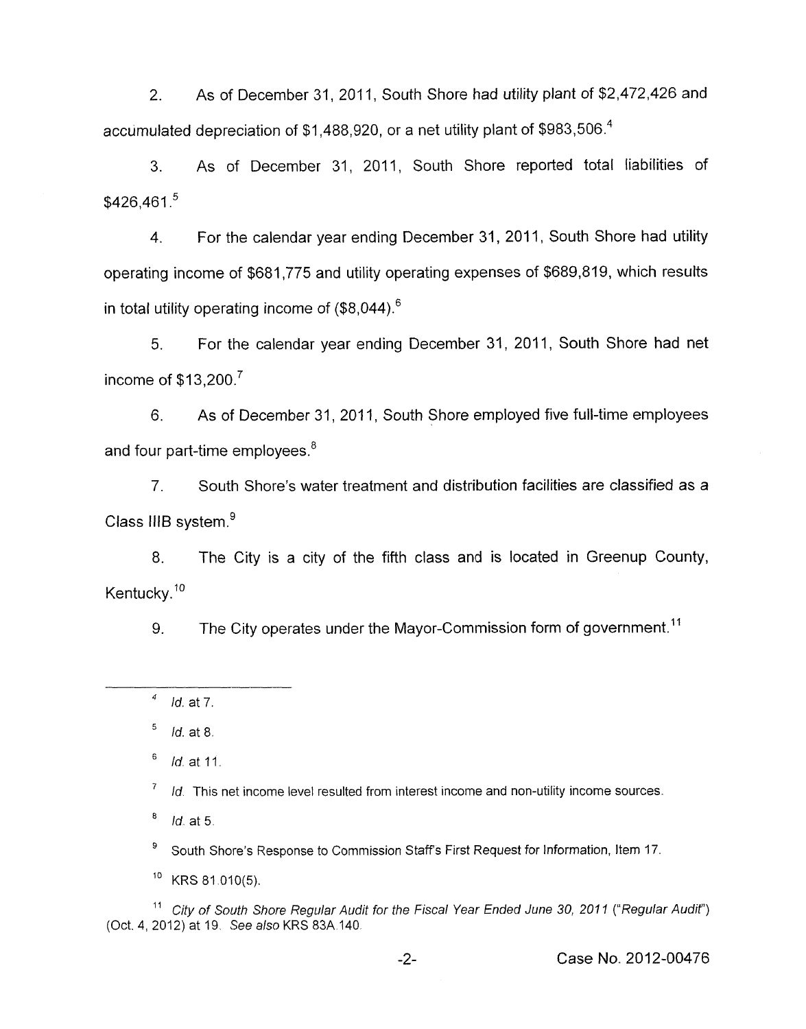2. As of December 31, 2011, South Shore had utility plant of $2,472,426 and accumulated depreciation of $1,488,920, or a net utility plant of $983,506.[4]

3. As of December 31, 2011, South Shore reported total liabilities of $426,461.[5]

4. For the calendar year ending December 31, 2011, South Shore had utility operating income of $681,775 and utility operating expenses of $689,819, which results in total utility operating income of ($8,044).[6]

5. For the calendar year ending December 31, 2011, South Shore had net income of $13,200.[7]

6. As of December 31, 2011, South Shore employed five full-time employees and four part-time employees.[8]

7. South Shore's water treatment and distribution facilities are classified as a Class IIIB system.[9]

8. The City is a city of the fifth class and is located in Greenup County, Kentucky.[10]

9. The City operates under the Mayor-Commission form of government.[11]

---

[4] *Id.* at 7.

[5] *Id.* at 8.

[6] *Id.* at 11.

[7] *Id.* This net income level resulted from interest income and non-utility income sources.

[8] *Id.* at 5.

[9] South Shore's Response to Commission Staff's First Request for Information, Item 17.

[10] KRS 81.010(5).

[11] *City of South Shore Regular Audit for the Fiscal Year Ended June 30, 2011* ("*Regular Audit*") (Oct. 4, 2012) at 19. *See also* KRS 83A.140.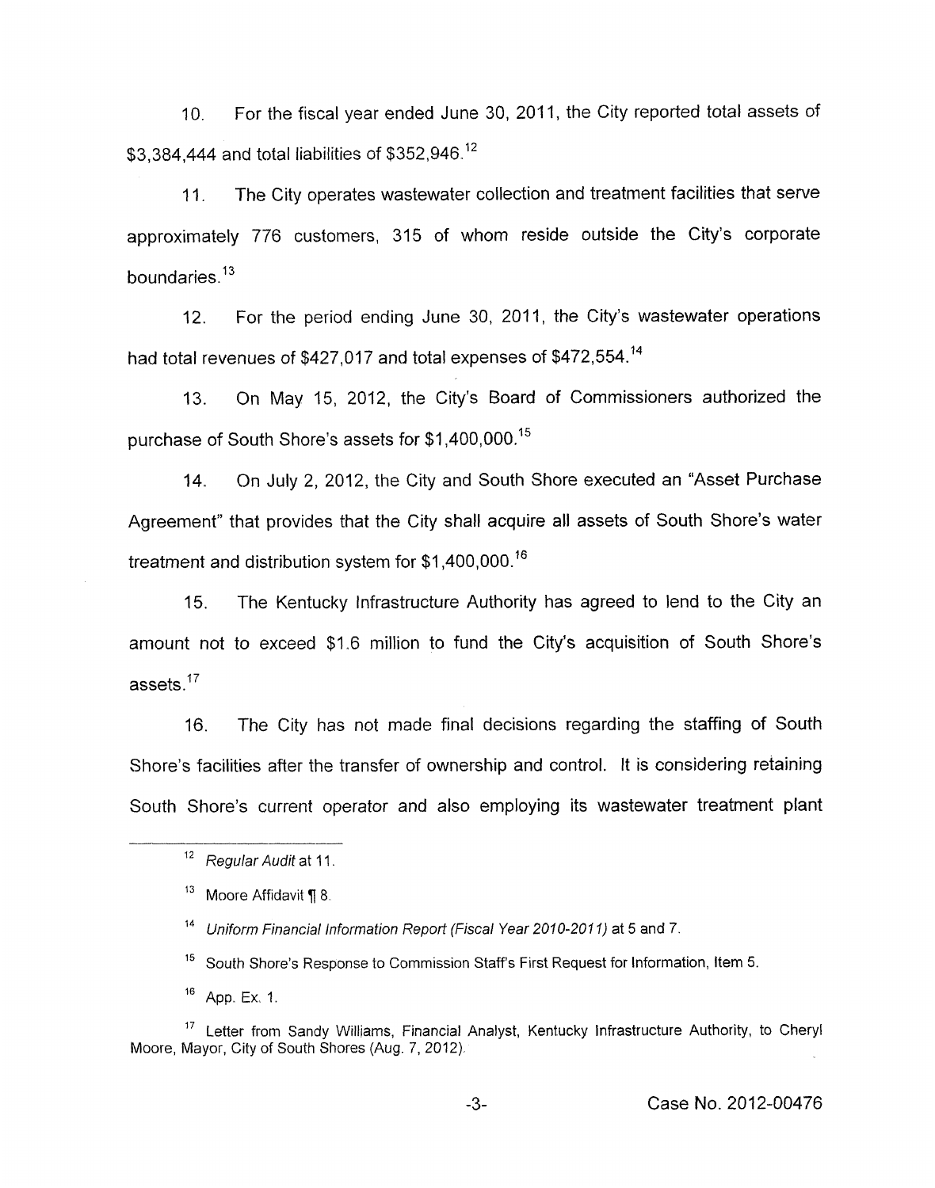10. For the fiscal year ended June 30, 2011, the City reported total assets of $3,384,444 and total liabilities of $352,946.[12]

11. The City operates wastewater collection and treatment facilities that serve approximately 776 customers, 315 of whom reside outside the City's corporate boundaries.[13]

12. For the period ending June 30, 2011, the City's wastewater operations had total revenues of $427,017 and total expenses of $472,554.[14]

13. On May 15, 2012, the City's Board of Commissioners authorized the purchase of South Shore's assets for $1,400,000.[15]

14. On July 2, 2012, the City and South Shore executed an "Asset Purchase Agreement" that provides that the City shall acquire all assets of South Shore's water treatment and distribution system for $1,400,000.[16]

15. The Kentucky Infrastructure Authority has agreed to lend to the City an amount not to exceed $1.6 million to fund the City's acquisition of South Shore's assets.[17]

16. The City has not made final decisions regarding the staffing of South Shore's facilities after the transfer of ownership and control. It is considering retaining South Shore's current operator and also employing its wastewater treatment plant

---

[12] *Regular Audit* at 11.

[13] Moore Affidavit ¶ 8.

[14] *Uniform Financial Information Report (Fiscal Year 2010-2011)* at 5 and 7.

[15] South Shore's Response to Commission Staff's First Request for Information, Item 5.

[16] App. Ex. 1.

[17] Letter from Sandy Williams, Financial Analyst, Kentucky Infrastructure Authority, to Cheryl Moore, Mayor, City of South Shores (Aug. 7, 2012).

Case No. 2012-00476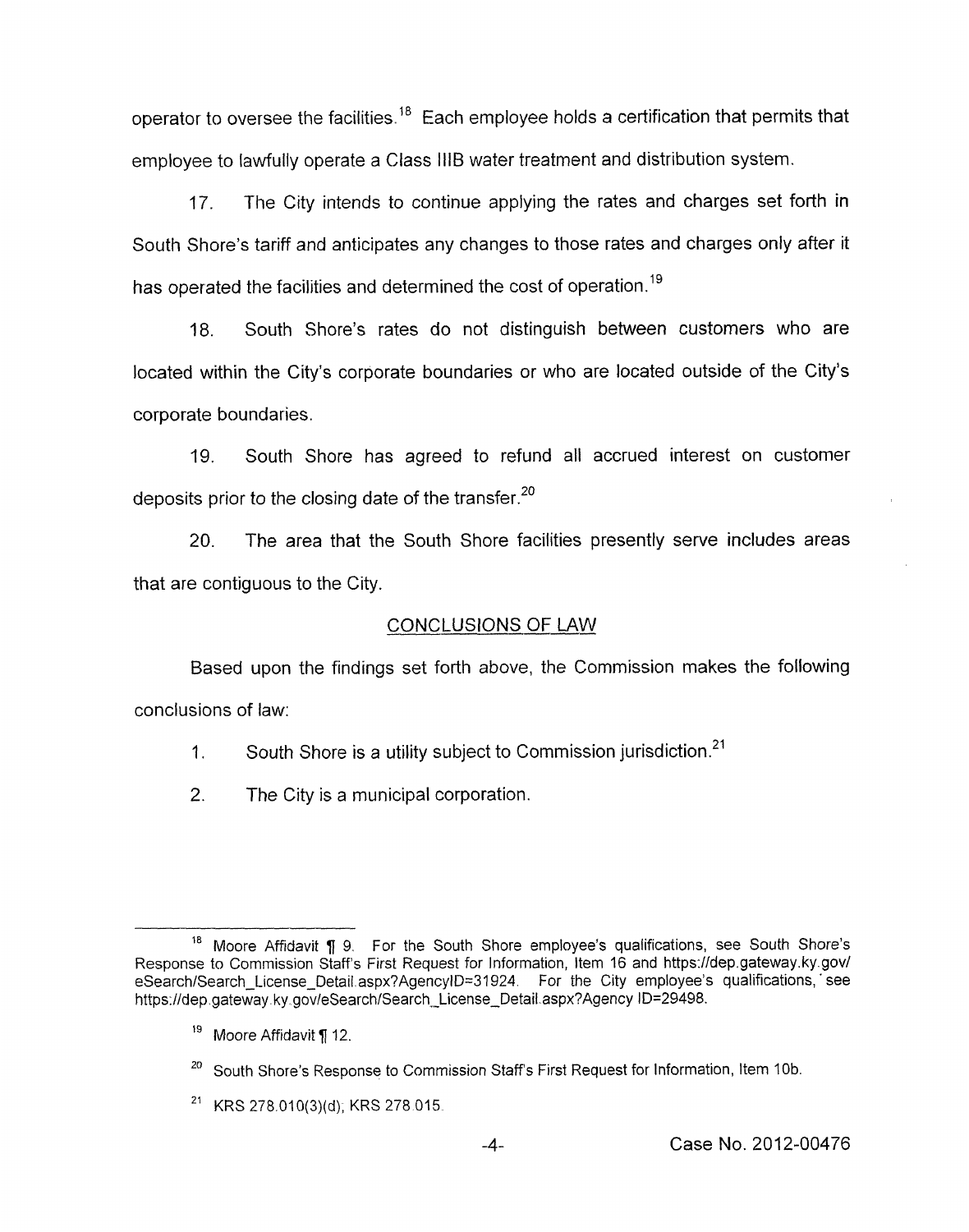operator to oversee the facilities.[18] Each employee holds a certification that permits that employee to lawfully operate a Class IIIB water treatment and distribution system.

17. The City intends to continue applying the rates and charges set forth in South Shore's tariff and anticipates any changes to those rates and charges only after it has operated the facilities and determined the cost of operation.[19]

18. South Shore's rates do not distinguish between customers who are located within the City's corporate boundaries or who are located outside of the City's corporate boundaries.

19. South Shore has agreed to refund all accrued interest on customer deposits prior to the closing date of the transfer.[20]

20. The area that the South Shore facilities presently serve includes areas that are contiguous to the City.

## CONCLUSIONS OF LAW

Based upon the findings set forth above, the Commission makes the following conclusions of law:

1. South Shore is a utility subject to Commission jurisdiction.[21]

2. The City is a municipal corporation.

---

[18] Moore Affidavit ¶ 9. For the South Shore employee's qualifications, see South Shore's Response to Commission Staff's First Request for Information, Item 16 and https://dep.gateway.ky.gov/eSearch/Search_License_Detail.aspx?AgencyID=31924. For the City employee's qualifications, see https://dep.gateway.ky.gov/eSearch/Search_License_Detail.aspx?Agency ID=29498.

[19] Moore Affidavit ¶ 12.

[20] South Shore's Response to Commission Staff's First Request for Information, Item 10b.

[21] KRS 278.010(3)(d); KRS 278.015.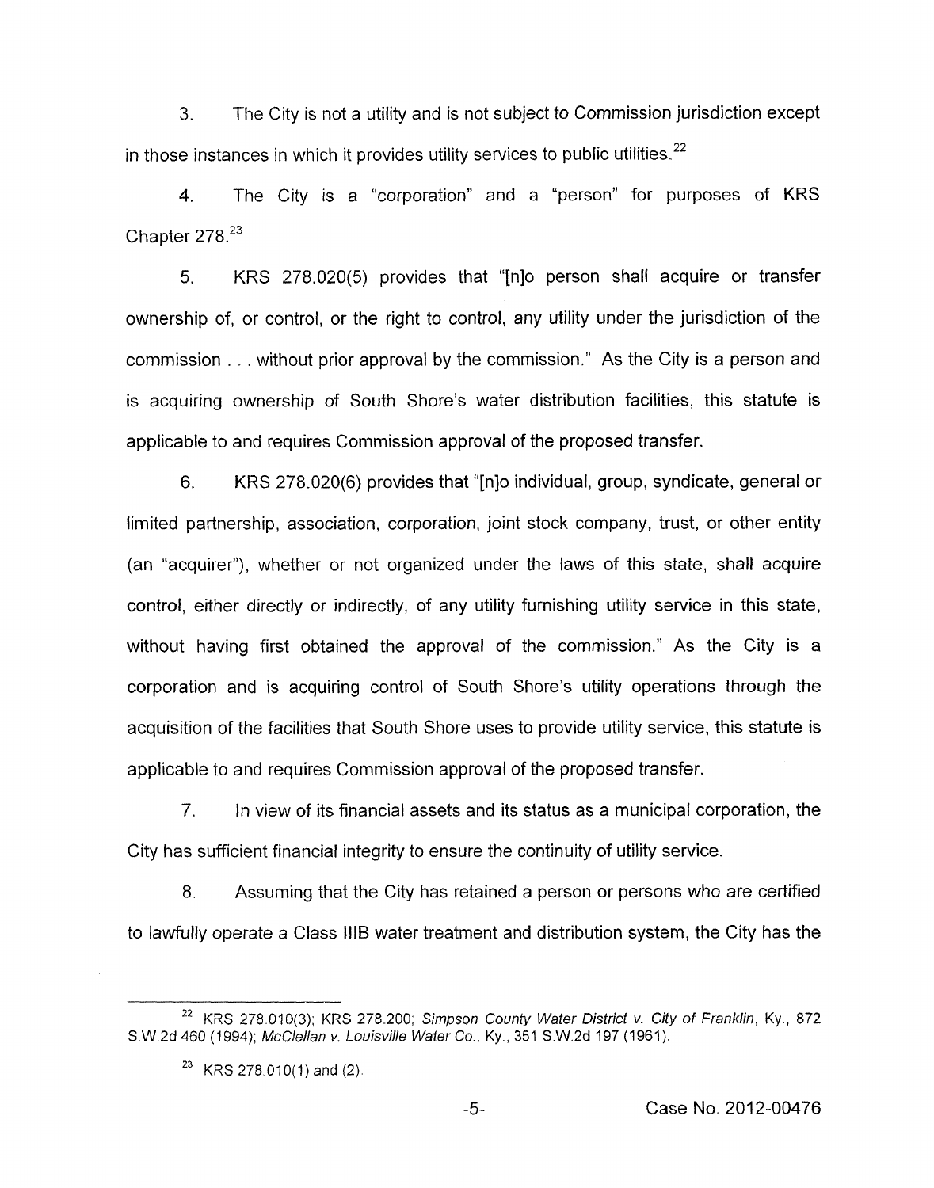3. The City is not a utility and is not subject to Commission jurisdiction except in those instances in which it provides utility services to public utilities.[22]

4. The City is a "corporation" and a "person" for purposes of KRS Chapter 278.[23]

5. KRS 278.020(5) provides that "[n]o person shall acquire or transfer ownership of, or control, or the right to control, any utility under the jurisdiction of the commission . . . without prior approval by the commission." As the City is a person and is acquiring ownership of South Shore's water distribution facilities, this statute is applicable to and requires Commission approval of the proposed transfer.

6. KRS 278.020(6) provides that "[n]o individual, group, syndicate, general or limited partnership, association, corporation, joint stock company, trust, or other entity (an "acquirer"), whether or not organized under the laws of this state, shall acquire control, either directly or indirectly, of any utility furnishing utility service in this state, without having first obtained the approval of the commission." As the City is a corporation and is acquiring control of South Shore's utility operations through the acquisition of the facilities that South Shore uses to provide utility service, this statute is applicable to and requires Commission approval of the proposed transfer.

7. In view of its financial assets and its status as a municipal corporation, the City has sufficient financial integrity to ensure the continuity of utility service.

8. Assuming that the City has retained a person or persons who are certified to lawfully operate a Class IIIB water treatment and distribution system, the City has the

---

[22] KRS 278.010(3); KRS 278.200; *Simpson County Water District v. City of Franklin*, Ky., 872 S.W.2d 460 (1994); *McClellan v. Louisville Water Co.*, Ky., 351 S.W.2d 197 (1961).

[23] KRS 278.010(1) and (2).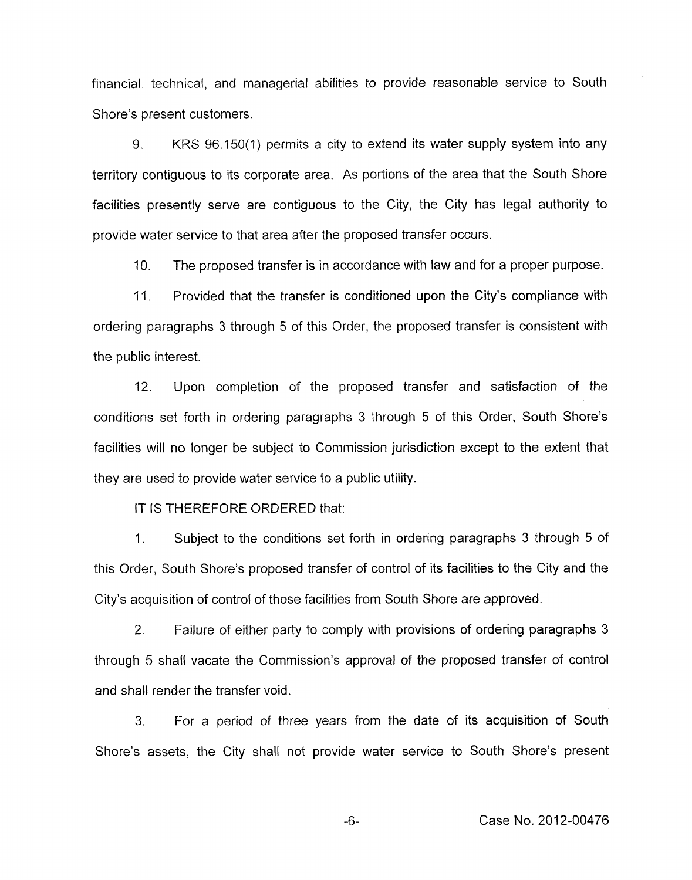financial, technical, and managerial abilities to provide reasonable service to South Shore's present customers.

9. KRS 96.150(1) permits a city to extend its water supply system into any territory contiguous to its corporate area. As portions of the area that the South Shore facilities presently serve are contiguous to the City, the City has legal authority to provide water service to that area after the proposed transfer occurs.

10. The proposed transfer is in accordance with law and for a proper purpose.

11. Provided that the transfer is conditioned upon the City's compliance with ordering paragraphs 3 through 5 of this Order, the proposed transfer is consistent with the public interest.

12. Upon completion of the proposed transfer and satisfaction of the conditions set forth in ordering paragraphs 3 through 5 of this Order, South Shore's facilities will no longer be subject to Commission jurisdiction except to the extent that they are used to provide water service to a public utility.

IT IS THEREFORE ORDERED that:

1. Subject to the conditions set forth in ordering paragraphs 3 through 5 of this Order, South Shore's proposed transfer of control of its facilities to the City and the City's acquisition of control of those facilities from South Shore are approved.

2. Failure of either party to comply with provisions of ordering paragraphs 3 through 5 shall vacate the Commission's approval of the proposed transfer of control and shall render the transfer void.

3. For a period of three years from the date of its acquisition of South Shore's assets, the City shall not provide water service to South Shore's present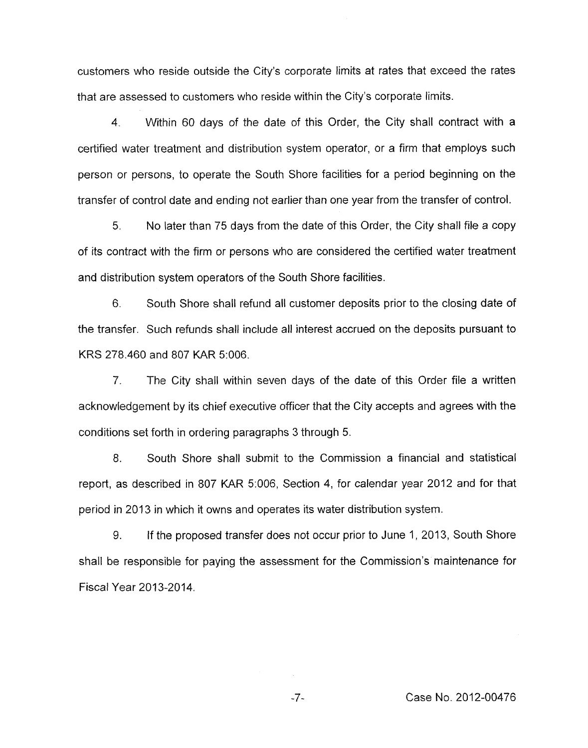customers who reside outside the City's corporate limits at rates that exceed the rates that are assessed to customers who reside within the City's corporate limits.

4. Within 60 days of the date of this Order, the City shall contract with a certified water treatment and distribution system operator, or a firm that employs such person or persons, to operate the South Shore facilities for a period beginning on the transfer of control date and ending not earlier than one year from the transfer of control.

5. No later than 75 days from the date of this Order, the City shall file a copy of its contract with the firm or persons who are considered the certified water treatment and distribution system operators of the South Shore facilities.

6. South Shore shall refund all customer deposits prior to the closing date of the transfer. Such refunds shall include all interest accrued on the deposits pursuant to KRS 278.460 and 807 KAR 5:006.

7. The City shall within seven days of the date of this Order file a written acknowledgement by its chief executive officer that the City accepts and agrees with the conditions set forth in ordering paragraphs 3 through 5.

8. South Shore shall submit to the Commission a financial and statistical report, as described in 807 KAR 5:006, Section 4, for calendar year 2012 and for that period in 2013 in which it owns and operates its water distribution system.

9. If the proposed transfer does not occur prior to June 1, 2013, South Shore shall be responsible for paying the assessment for the Commission's maintenance for Fiscal Year 2013-2014.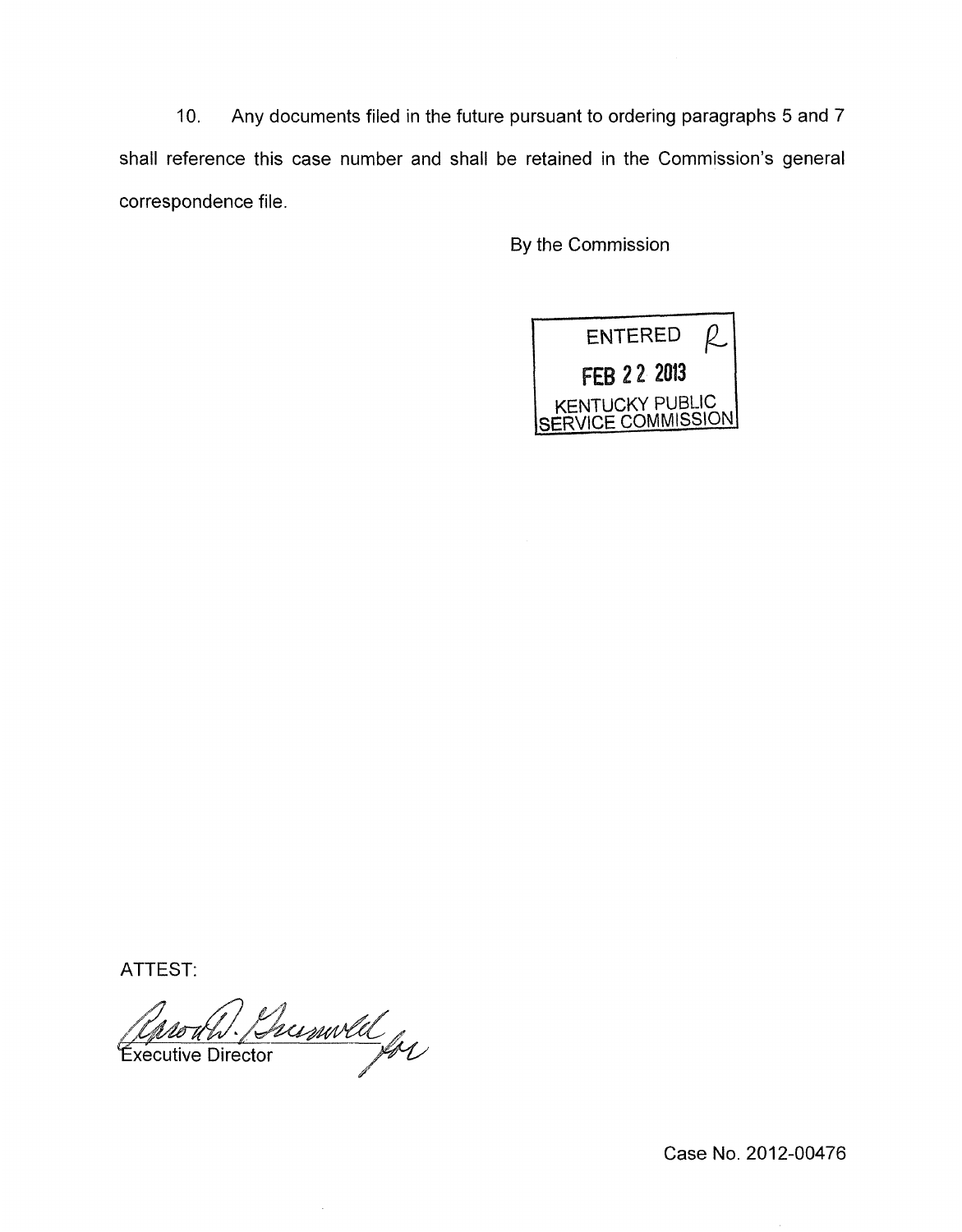10. Any documents filed in the future pursuant to ordering paragraphs 5 and 7 shall reference this case number and shall be retained in the Commission's general correspondence file.

By the Commission

ENTERED
FEB 22 2013
KENTUCKY PUBLIC SERVICE COMMISSION

ATTEST:

Executive Director

Case No. 2012-00476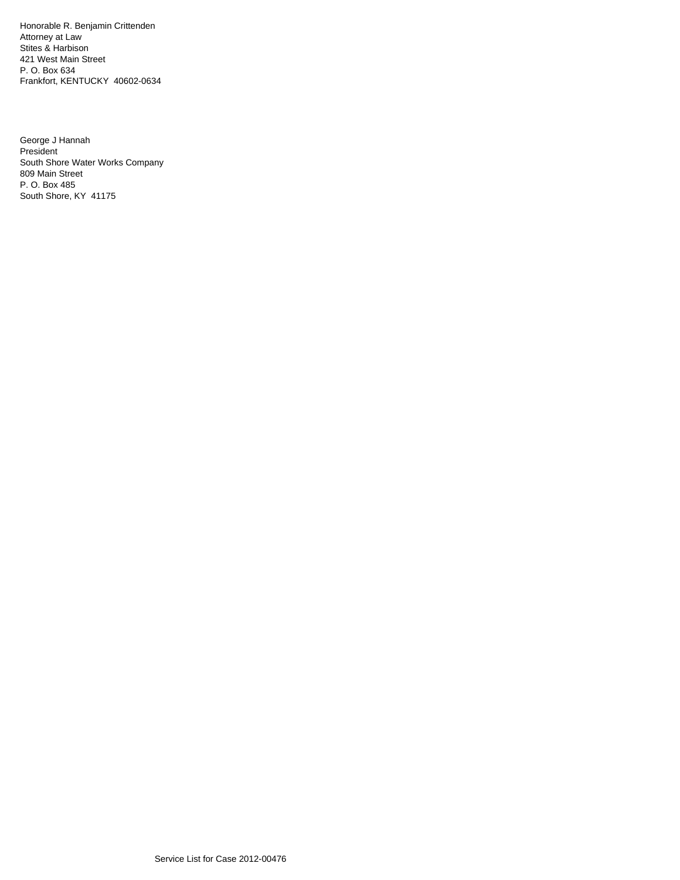Honorable R. Benjamin Crittenden
Attorney at Law
Stites & Harbison
421 West Main Street
P. O. Box 634
Frankfort, KENTUCKY  40602-0634

George J Hannah
President
South Shore Water Works Company
809 Main Street
P. O. Box 485
South Shore, KY  41175

Service List for Case 2012-00476